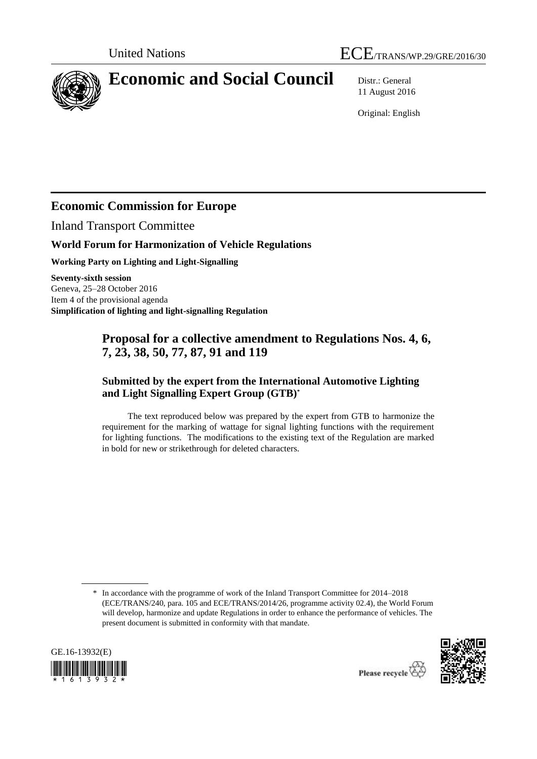United Nations

ECE/TRANS/WP.29/GRE/2016/30

# Economic and Social Council

Distr.: General
11 August 2016

Original: English

## Economic Commission for Europe

Inland Transport Committee

**World Forum for Harmonization of Vehicle Regulations**

**Working Party on Lighting and Light-Signalling**

**Seventy-sixth session**
Geneva, 25–28 October 2016
Item 4 of the provisional agenda
**Simplification of lighting and light-signalling Regulation**

# Proposal for a collective amendment to Regulations Nos. 4, 6, 7, 23, 38, 50, 77, 87, 91 and 119

## Submitted by the expert from the International Automotive Lighting and Light Signalling Expert Group (GTB)*

The text reproduced below was prepared by the expert from GTB to harmonize the requirement for the marking of wattage for signal lighting functions with the requirement for lighting functions. The modifications to the existing text of the Regulation are marked in bold for new or strikethrough for deleted characters.

\* In accordance with the programme of work of the Inland Transport Committee for 2014–2018 (ECE/TRANS/240, para. 105 and ECE/TRANS/2014/26, programme activity 02.4), the World Forum will develop, harmonize and update Regulations in order to enhance the performance of vehicles. The present document is submitted in conformity with that mandate.

GE.16-13932(E)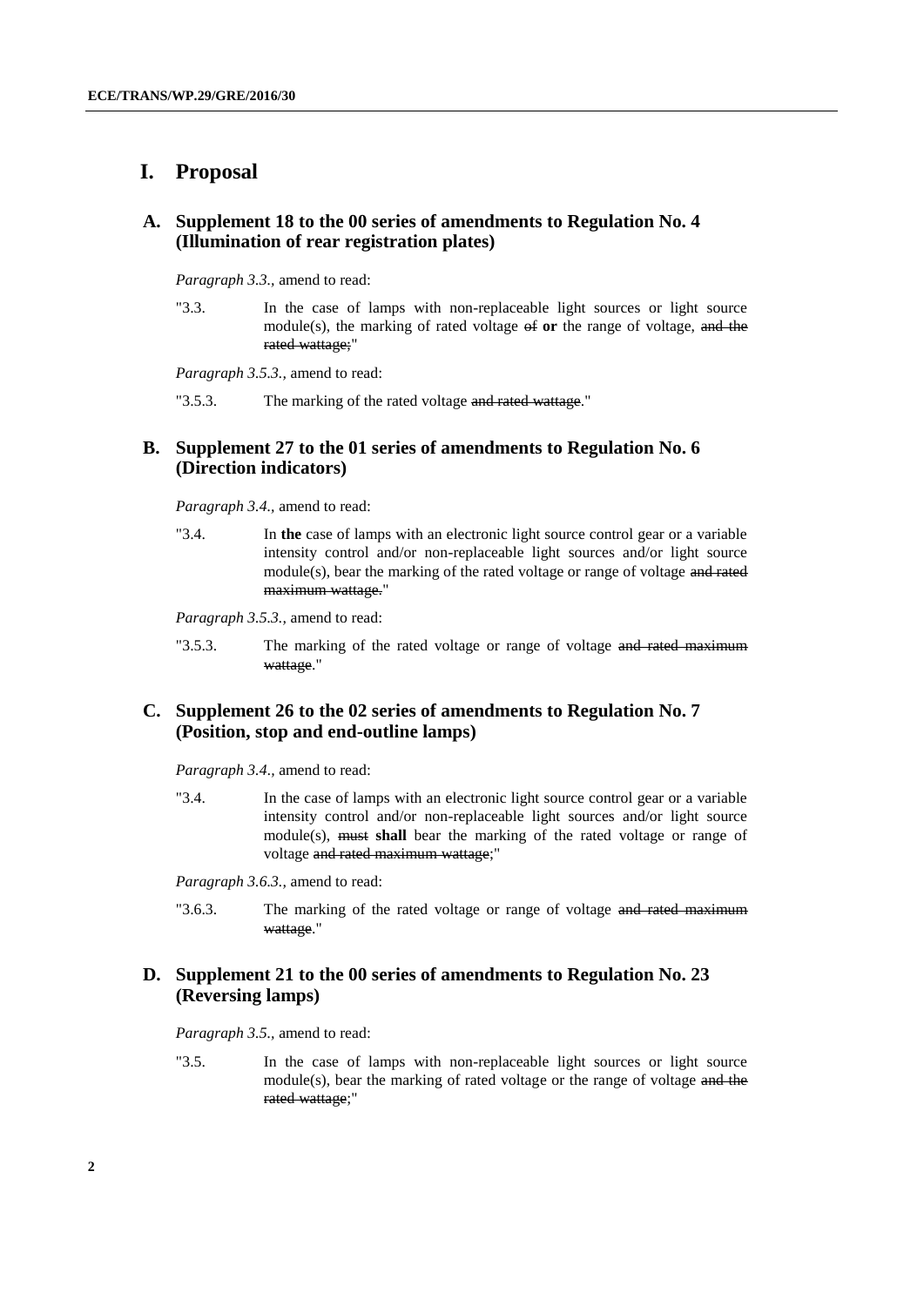# I. Proposal

## A. Supplement 18 to the 00 series of amendments to Regulation No. 4 (Illumination of rear registration plates)

*Paragraph 3.3.,* amend to read:

"3.3. In the case of lamps with non-replaceable light sources or light source module(s), the marking of rated voltage ~~of~~ **or** the range of voltage, ~~and the rated wattage;~~"

*Paragraph 3.5.3.,* amend to read:

"3.5.3. The marking of the rated voltage ~~and rated wattage~~."

## B. Supplement 27 to the 01 series of amendments to Regulation No. 6 (Direction indicators)

*Paragraph 3.4.,* amend to read:

"3.4. In **the** case of lamps with an electronic light source control gear or a variable intensity control and/or non-replaceable light sources and/or light source module(s), bear the marking of the rated voltage or range of voltage ~~and rated maximum wattage.~~"

*Paragraph 3.5.3.,* amend to read:

"3.5.3. The marking of the rated voltage or range of voltage ~~and rated maximum wattage~~."

## C. Supplement 26 to the 02 series of amendments to Regulation No. 7 (Position, stop and end-outline lamps)

*Paragraph 3.4.,* amend to read:

"3.4. In the case of lamps with an electronic light source control gear or a variable intensity control and/or non-replaceable light sources and/or light source module(s), ~~must~~ **shall** bear the marking of the rated voltage or range of voltage ~~and rated maximum wattage~~;"

*Paragraph 3.6.3.,* amend to read:

"3.6.3. The marking of the rated voltage or range of voltage ~~and rated maximum wattage~~."

## D. Supplement 21 to the 00 series of amendments to Regulation No. 23 (Reversing lamps)

*Paragraph 3.5.,* amend to read:

"3.5. In the case of lamps with non-replaceable light sources or light source module(s), bear the marking of rated voltage or the range of voltage ~~and the rated wattage~~;"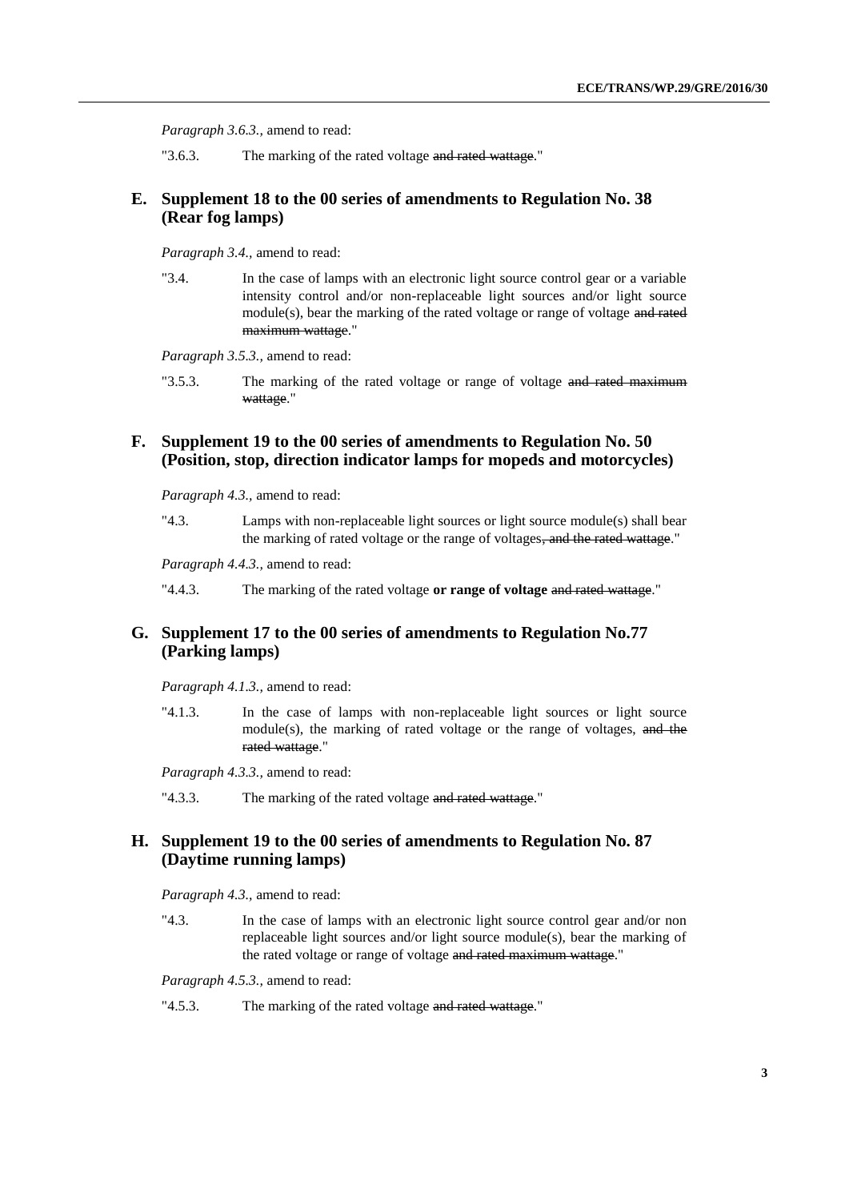*Paragraph 3.6.3.,* amend to read:

"3.6.3. The marking of the rated voltage ~~and rated wattage~~."

## E. Supplement 18 to the 00 series of amendments to Regulation No. 38 (Rear fog lamps)

*Paragraph 3.4.,* amend to read:

"3.4. In the case of lamps with an electronic light source control gear or a variable intensity control and/or non-replaceable light sources and/or light source module(s), bear the marking of the rated voltage or range of voltage ~~and rated maximum wattage~~."

*Paragraph 3.5.3.,* amend to read:

"3.5.3. The marking of the rated voltage or range of voltage ~~and rated maximum wattage~~."

## F. Supplement 19 to the 00 series of amendments to Regulation No. 50 (Position, stop, direction indicator lamps for mopeds and motorcycles)

*Paragraph 4.3.,* amend to read:

"4.3. Lamps with non-replaceable light sources or light source module(s) shall bear the marking of rated voltage or the range of voltages~~, and the rated wattage~~."

*Paragraph 4.4.3.,* amend to read:

"4.4.3. The marking of the rated voltage **or range of voltage** ~~and rated wattage~~."

## G. Supplement 17 to the 00 series of amendments to Regulation No.77 (Parking lamps)

*Paragraph 4.1.3.,* amend to read:

"4.1.3. In the case of lamps with non-replaceable light sources or light source module(s), the marking of rated voltage or the range of voltages, ~~and the rated wattage~~."

*Paragraph 4.3.3.,* amend to read:

"4.3.3. The marking of the rated voltage ~~and rated wattage~~."

## H. Supplement 19 to the 00 series of amendments to Regulation No. 87 (Daytime running lamps)

*Paragraph 4.3.,* amend to read:

"4.3. In the case of lamps with an electronic light source control gear and/or non replaceable light sources and/or light source module(s), bear the marking of the rated voltage or range of voltage ~~and rated maximum wattage~~."

*Paragraph 4.5.3.,* amend to read:

"4.5.3. The marking of the rated voltage ~~and rated wattage~~."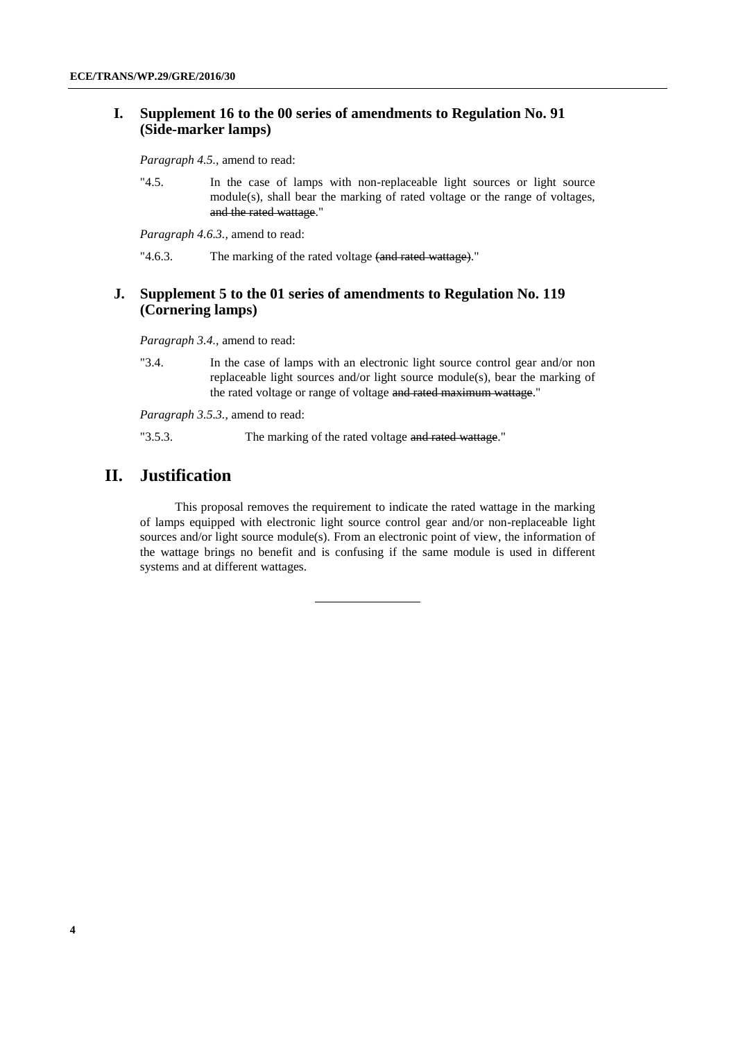### I. Supplement 16 to the 00 series of amendments to Regulation No. 91 (Side-marker lamps)

*Paragraph 4.5.,* amend to read:

"4.5. In the case of lamps with non-replaceable light sources or light source module(s), shall bear the marking of rated voltage or the range of voltages, ~~and the rated wattage~~."

*Paragraph 4.6.3.,* amend to read:

"4.6.3. The marking of the rated voltage ~~(and rated wattage)~~."

### J. Supplement 5 to the 01 series of amendments to Regulation No. 119 (Cornering lamps)

*Paragraph 3.4.,* amend to read:

"3.4. In the case of lamps with an electronic light source control gear and/or non replaceable light sources and/or light source module(s), bear the marking of the rated voltage or range of voltage ~~and rated maximum wattage~~."

*Paragraph 3.5.3.,* amend to read:

"3.5.3. The marking of the rated voltage ~~and rated wattage~~."

## II. Justification

This proposal removes the requirement to indicate the rated wattage in the marking of lamps equipped with electronic light source control gear and/or non-replaceable light sources and/or light source module(s). From an electronic point of view, the information of the wattage brings no benefit and is confusing if the same module is used in different systems and at different wattages.